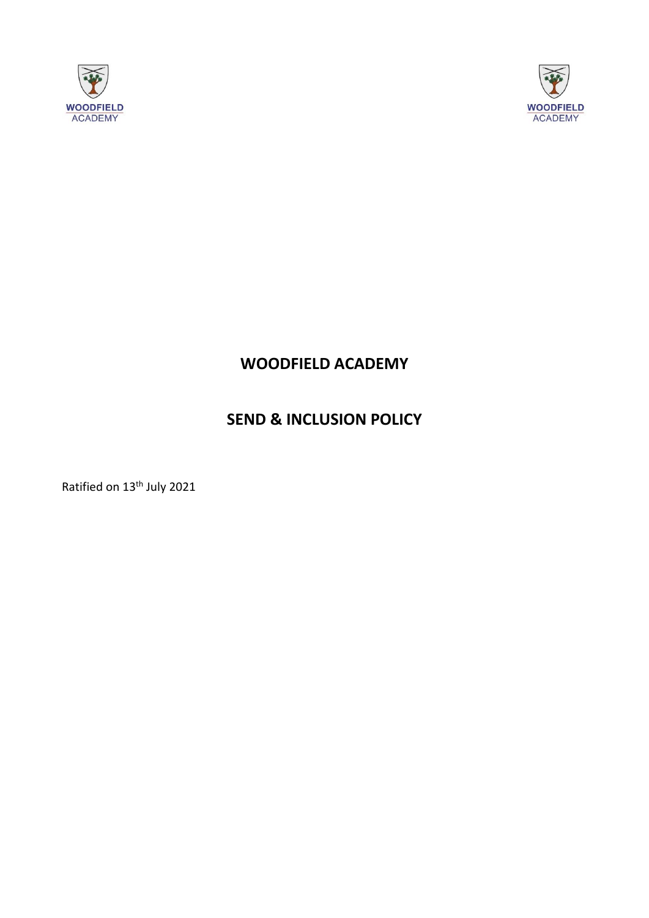# WOODFIELD ACADEMY

## SEND & INCLUSION POLICY

Ratified on 13th July 2021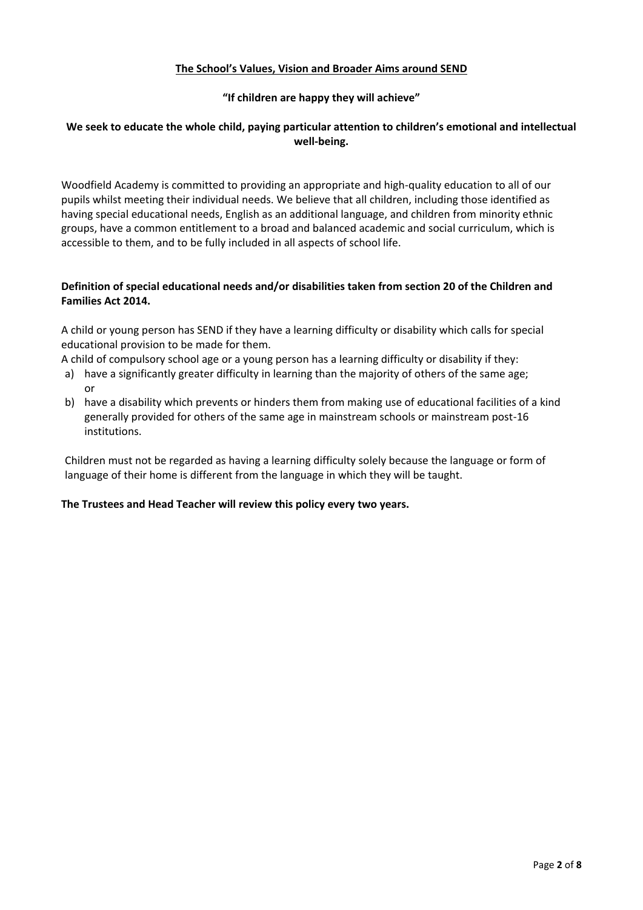## The School's Values, Vision and Broader Aims around SEND

**"If children are happy they will achieve"**

**We seek to educate the whole child, paying particular attention to children's emotional and intellectual well-being.**

Woodfield Academy is committed to providing an appropriate and high-quality education to all of our pupils whilst meeting their individual needs. We believe that all children, including those identified as having special educational needs, English as an additional language, and children from minority ethnic groups, have a common entitlement to a broad and balanced academic and social curriculum, which is accessible to them, and to be fully included in all aspects of school life.

**Definition of special educational needs and/or disabilities taken from section 20 of the Children and Families Act 2014.**

A child or young person has SEND if they have a learning difficulty or disability which calls for special educational provision to be made for them.
A child of compulsory school age or a young person has a learning difficulty or disability if they:

a) have a significantly greater difficulty in learning than the majority of others of the same age; or
b) have a disability which prevents or hinders them from making use of educational facilities of a kind generally provided for others of the same age in mainstream schools or mainstream post-16 institutions.

Children must not be regarded as having a learning difficulty solely because the language or form of language of their home is different from the language in which they will be taught.

**The Trustees and Head Teacher will review this policy every two years.**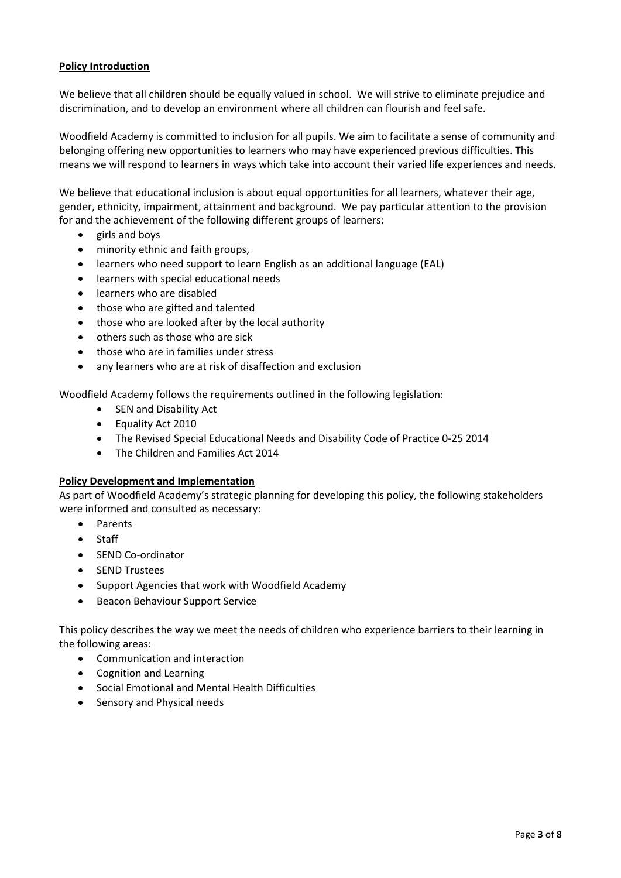**Policy Introduction**

We believe that all children should be equally valued in school. We will strive to eliminate prejudice and discrimination, and to develop an environment where all children can flourish and feel safe.

Woodfield Academy is committed to inclusion for all pupils. We aim to facilitate a sense of community and belonging offering new opportunities to learners who may have experienced previous difficulties. This means we will respond to learners in ways which take into account their varied life experiences and needs.

We believe that educational inclusion is about equal opportunities for all learners, whatever their age, gender, ethnicity, impairment, attainment and background. We pay particular attention to the provision for and the achievement of the following different groups of learners:

- girls and boys
- minority ethnic and faith groups,
- learners who need support to learn English as an additional language (EAL)
- learners with special educational needs
- learners who are disabled
- those who are gifted and talented
- those who are looked after by the local authority
- others such as those who are sick
- those who are in families under stress
- any learners who are at risk of disaffection and exclusion

Woodfield Academy follows the requirements outlined in the following legislation:

- SEN and Disability Act
- Equality Act 2010
- The Revised Special Educational Needs and Disability Code of Practice 0-25 2014
- The Children and Families Act 2014

**Policy Development and Implementation**

As part of Woodfield Academy's strategic planning for developing this policy, the following stakeholders were informed and consulted as necessary:

- Parents
- Staff
- SEND Co-ordinator
- SEND Trustees
- Support Agencies that work with Woodfield Academy
- Beacon Behaviour Support Service

This policy describes the way we meet the needs of children who experience barriers to their learning in the following areas:

- Communication and interaction
- Cognition and Learning
- Social Emotional and Mental Health Difficulties
- Sensory and Physical needs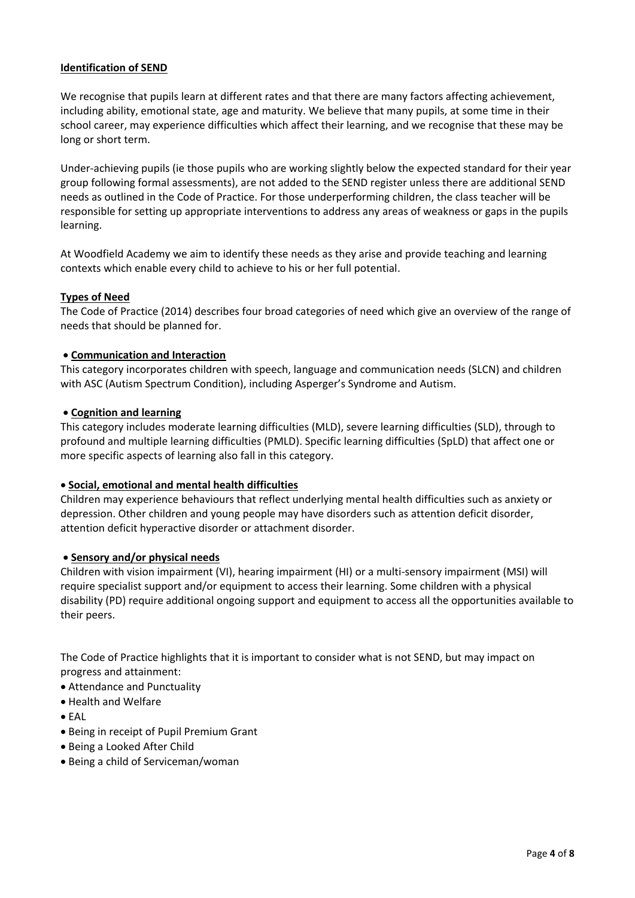**Identification of SEND**

We recognise that pupils learn at different rates and that there are many factors affecting achievement, including ability, emotional state, age and maturity. We believe that many pupils, at some time in their school career, may experience difficulties which affect their learning, and we recognise that these may be long or short term.

Under-achieving pupils (ie those pupils who are working slightly below the expected standard for their year group following formal assessments), are not added to the SEND register unless there are additional SEND needs as outlined in the Code of Practice. For those underperforming children, the class teacher will be responsible for setting up appropriate interventions to address any areas of weakness or gaps in the pupils learning.

At Woodfield Academy we aim to identify these needs as they arise and provide teaching and learning contexts which enable every child to achieve to his or her full potential.

**Types of Need**

The Code of Practice (2014) describes four broad categories of need which give an overview of the range of needs that should be planned for.

- **Communication and Interaction**

This category incorporates children with speech, language and communication needs (SLCN) and children with ASC (Autism Spectrum Condition), including Asperger's Syndrome and Autism.

- **Cognition and learning**

This category includes moderate learning difficulties (MLD), severe learning difficulties (SLD), through to profound and multiple learning difficulties (PMLD). Specific learning difficulties (SpLD) that affect one or more specific aspects of learning also fall in this category.

- **Social, emotional and mental health difficulties**

Children may experience behaviours that reflect underlying mental health difficulties such as anxiety or depression. Other children and young people may have disorders such as attention deficit disorder, attention deficit hyperactive disorder or attachment disorder.

- **Sensory and/or physical needs**

Children with vision impairment (VI), hearing impairment (HI) or a multi-sensory impairment (MSI) will require specialist support and/or equipment to access their learning. Some children with a physical disability (PD) require additional ongoing support and equipment to access all the opportunities available to their peers.

The Code of Practice highlights that it is important to consider what is not SEND, but may impact on progress and attainment:

- Attendance and Punctuality
- Health and Welfare
- EAL
- Being in receipt of Pupil Premium Grant
- Being a Looked After Child
- Being a child of Serviceman/woman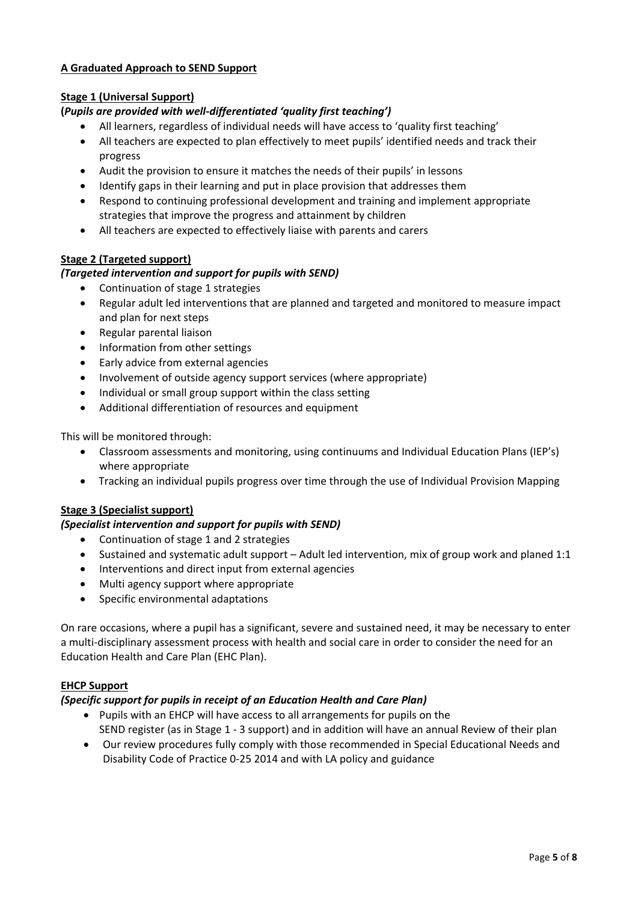## **A Graduated Approach to SEND Support**

### **Stage 1 (Universal Support)**

**(*Pupils are provided with well-differentiated 'quality first teaching')***

- All learners, regardless of individual needs will have access to 'quality first teaching'
- All teachers are expected to plan effectively to meet pupils' identified needs and track their progress
- Audit the provision to ensure it matches the needs of their pupils' in lessons
- Identify gaps in their learning and put in place provision that addresses them
- Respond to continuing professional development and training and implement appropriate strategies that improve the progress and attainment by children
- All teachers are expected to effectively liaise with parents and carers

### **Stage 2 (Targeted support)**

***(Targeted intervention and support for pupils with SEND)***

- Continuation of stage 1 strategies
- Regular adult led interventions that are planned and targeted and monitored to measure impact and plan for next steps
- Regular parental liaison
- Information from other settings
- Early advice from external agencies
- Involvement of outside agency support services (where appropriate)
- Individual or small group support within the class setting
- Additional differentiation of resources and equipment

This will be monitored through:

- Classroom assessments and monitoring, using continuums and Individual Education Plans (IEP's) where appropriate
- Tracking an individual pupils progress over time through the use of Individual Provision Mapping

### **Stage 3 (Specialist support)**

***(Specialist intervention and support for pupils with SEND)***

- Continuation of stage 1 and 2 strategies
- Sustained and systematic adult support – Adult led intervention, mix of group work and planed 1:1
- Interventions and direct input from external agencies
- Multi agency support where appropriate
- Specific environmental adaptations

On rare occasions, where a pupil has a significant, severe and sustained need, it may be necessary to enter a multi-disciplinary assessment process with health and social care in order to consider the need for an Education Health and Care Plan (EHC Plan).

### **EHCP Support**

***(Specific support for pupils in receipt of an Education Health and Care Plan)***

- Pupils with an EHCP will have access to all arrangements for pupils on the SEND register (as in Stage 1 - 3 support) and in addition will have an annual Review of their plan
- Our review procedures fully comply with those recommended in Special Educational Needs and Disability Code of Practice 0-25 2014 and with LA policy and guidance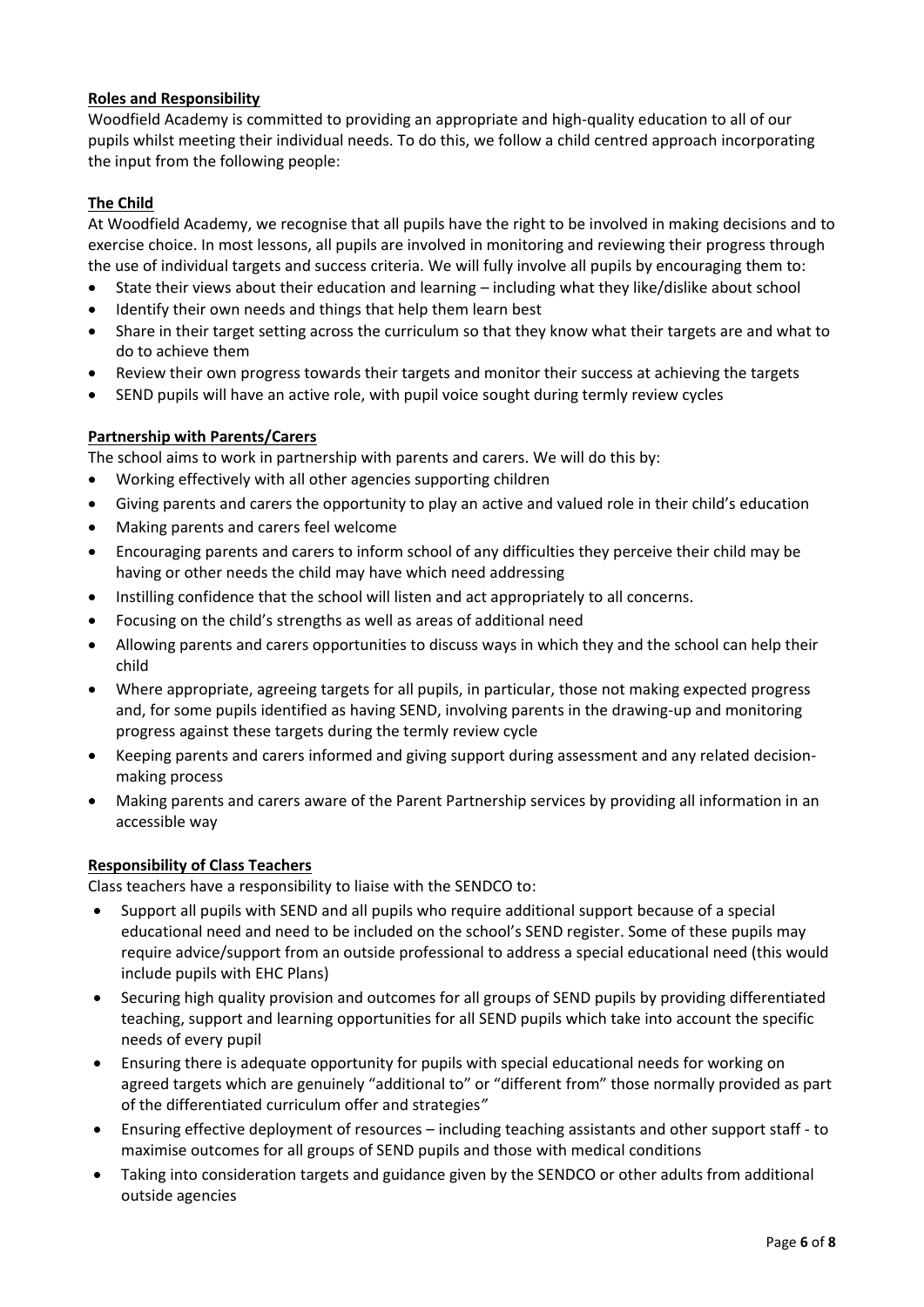**Roles and Responsibility**

Woodfield Academy is committed to providing an appropriate and high-quality education to all of our pupils whilst meeting their individual needs. To do this, we follow a child centred approach incorporating the input from the following people:

**The Child**

At Woodfield Academy, we recognise that all pupils have the right to be involved in making decisions and to exercise choice. In most lessons, all pupils are involved in monitoring and reviewing their progress through the use of individual targets and success criteria. We will fully involve all pupils by encouraging them to:

- State their views about their education and learning – including what they like/dislike about school
- Identify their own needs and things that help them learn best
- Share in their target setting across the curriculum so that they know what their targets are and what to do to achieve them
- Review their own progress towards their targets and monitor their success at achieving the targets
- SEND pupils will have an active role, with pupil voice sought during termly review cycles

**Partnership with Parents/Carers**

The school aims to work in partnership with parents and carers. We will do this by:

- Working effectively with all other agencies supporting children
- Giving parents and carers the opportunity to play an active and valued role in their child's education
- Making parents and carers feel welcome
- Encouraging parents and carers to inform school of any difficulties they perceive their child may be having or other needs the child may have which need addressing
- Instilling confidence that the school will listen and act appropriately to all concerns.
- Focusing on the child's strengths as well as areas of additional need
- Allowing parents and carers opportunities to discuss ways in which they and the school can help their child
- Where appropriate, agreeing targets for all pupils, in particular, those not making expected progress and, for some pupils identified as having SEND, involving parents in the drawing-up and monitoring progress against these targets during the termly review cycle
- Keeping parents and carers informed and giving support during assessment and any related decision-making process
- Making parents and carers aware of the Parent Partnership services by providing all information in an accessible way

**Responsibility of Class Teachers**

Class teachers have a responsibility to liaise with the SENDCO to:

- Support all pupils with SEND and all pupils who require additional support because of a special educational need and need to be included on the school's SEND register. Some of these pupils may require advice/support from an outside professional to address a special educational need (this would include pupils with EHC Plans)
- Securing high quality provision and outcomes for all groups of SEND pupils by providing differentiated teaching, support and learning opportunities for all SEND pupils which take into account the specific needs of every pupil
- Ensuring there is adequate opportunity for pupils with special educational needs for working on agreed targets which are genuinely "additional to" or "different from" those normally provided as part of the differentiated curriculum offer and strategies"
- Ensuring effective deployment of resources – including teaching assistants and other support staff - to maximise outcomes for all groups of SEND pupils and those with medical conditions
- Taking into consideration targets and guidance given by the SENDCO or other adults from additional outside agencies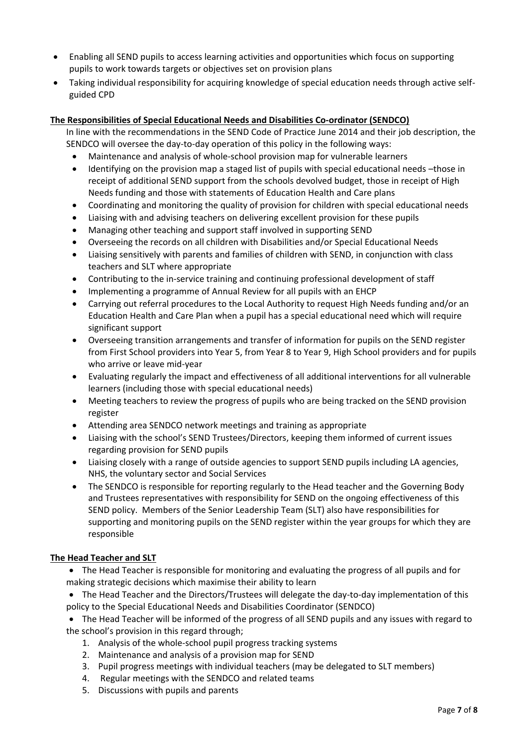- Enabling all SEND pupils to access learning activities and opportunities which focus on supporting pupils to work towards targets or objectives set on provision plans
- Taking individual responsibility for acquiring knowledge of special education needs through active self-guided CPD

**The Responsibilities of Special Educational Needs and Disabilities Co-ordinator (SENDCO)**

In line with the recommendations in the SEND Code of Practice June 2014 and their job description, the SENDCO will oversee the day-to-day operation of this policy in the following ways:

- Maintenance and analysis of whole-school provision map for vulnerable learners
- Identifying on the provision map a staged list of pupils with special educational needs –those in receipt of additional SEND support from the schools devolved budget, those in receipt of High Needs funding and those with statements of Education Health and Care plans
- Coordinating and monitoring the quality of provision for children with special educational needs
- Liaising with and advising teachers on delivering excellent provision for these pupils
- Managing other teaching and support staff involved in supporting SEND
- Overseeing the records on all children with Disabilities and/or Special Educational Needs
- Liaising sensitively with parents and families of children with SEND, in conjunction with class teachers and SLT where appropriate
- Contributing to the in-service training and continuing professional development of staff
- Implementing a programme of Annual Review for all pupils with an EHCP
- Carrying out referral procedures to the Local Authority to request High Needs funding and/or an Education Health and Care Plan when a pupil has a special educational need which will require significant support
- Overseeing transition arrangements and transfer of information for pupils on the SEND register from First School providers into Year 5, from Year 8 to Year 9, High School providers and for pupils who arrive or leave mid-year
- Evaluating regularly the impact and effectiveness of all additional interventions for all vulnerable learners (including those with special educational needs)
- Meeting teachers to review the progress of pupils who are being tracked on the SEND provision register
- Attending area SENDCO network meetings and training as appropriate
- Liaising with the school's SEND Trustees/Directors, keeping them informed of current issues regarding provision for SEND pupils
- Liaising closely with a range of outside agencies to support SEND pupils including LA agencies, NHS, the voluntary sector and Social Services
- The SENDCO is responsible for reporting regularly to the Head teacher and the Governing Body and Trustees representatives with responsibility for SEND on the ongoing effectiveness of this SEND policy. Members of the Senior Leadership Team (SLT) also have responsibilities for supporting and monitoring pupils on the SEND register within the year groups for which they are responsible

**The Head Teacher and SLT**

- The Head Teacher is responsible for monitoring and evaluating the progress of all pupils and for making strategic decisions which maximise their ability to learn
- The Head Teacher and the Directors/Trustees will delegate the day-to-day implementation of this policy to the Special Educational Needs and Disabilities Coordinator (SENDCO)
- The Head Teacher will be informed of the progress of all SEND pupils and any issues with regard to the school's provision in this regard through;
  1. Analysis of the whole-school pupil progress tracking systems
  2. Maintenance and analysis of a provision map for SEND
  3. Pupil progress meetings with individual teachers (may be delegated to SLT members)
  4. Regular meetings with the SENDCO and related teams
  5. Discussions with pupils and parents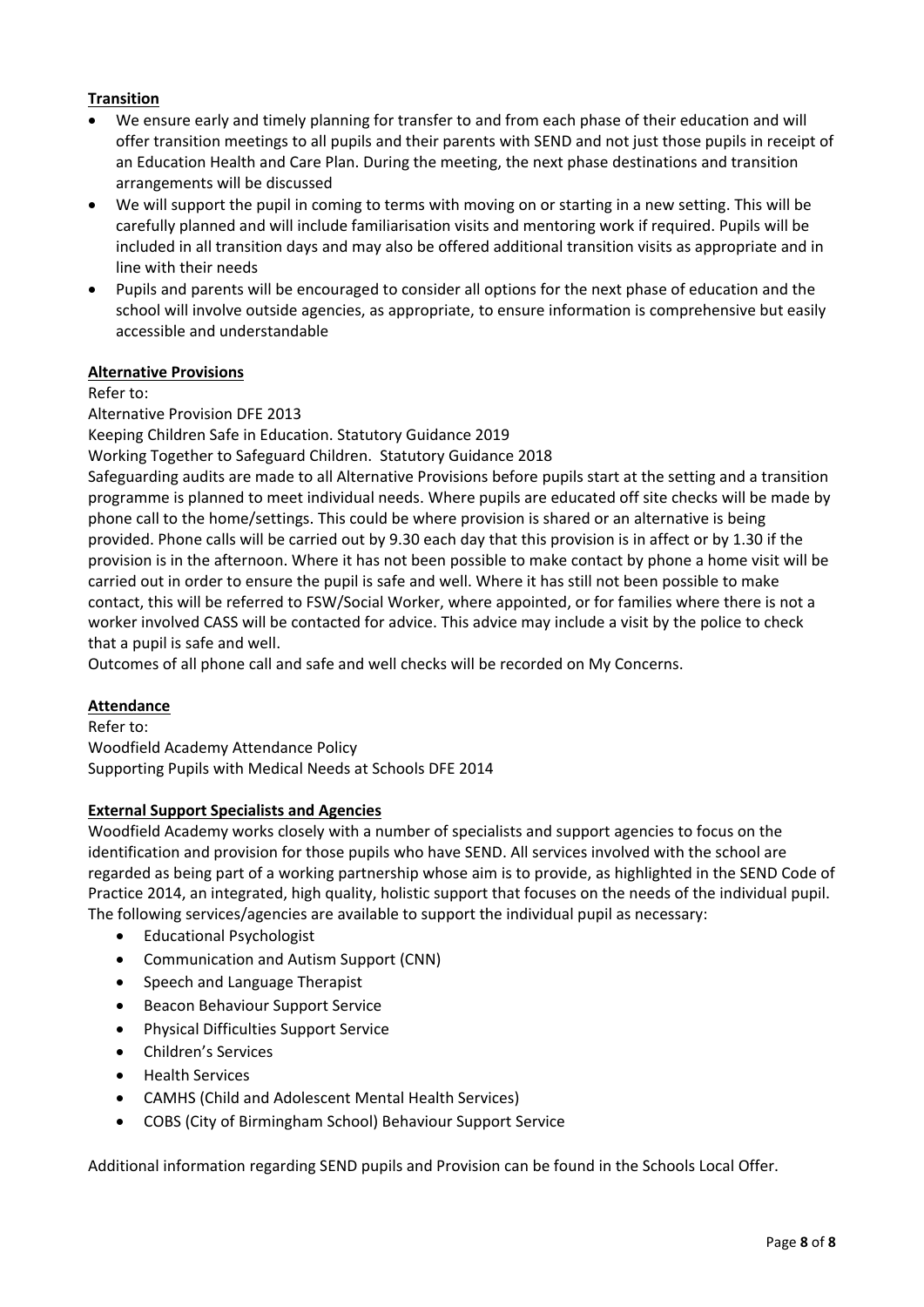**Transition**

- We ensure early and timely planning for transfer to and from each phase of their education and will offer transition meetings to all pupils and their parents with SEND and not just those pupils in receipt of an Education Health and Care Plan. During the meeting, the next phase destinations and transition arrangements will be discussed
- We will support the pupil in coming to terms with moving on or starting in a new setting. This will be carefully planned and will include familiarisation visits and mentoring work if required. Pupils will be included in all transition days and may also be offered additional transition visits as appropriate and in line with their needs
- Pupils and parents will be encouraged to consider all options for the next phase of education and the school will involve outside agencies, as appropriate, to ensure information is comprehensive but easily accessible and understandable

**Alternative Provisions**

Refer to:
Alternative Provision DFE 2013
Keeping Children Safe in Education. Statutory Guidance 2019
Working Together to Safeguard Children. Statutory Guidance 2018

Safeguarding audits are made to all Alternative Provisions before pupils start at the setting and a transition programme is planned to meet individual needs. Where pupils are educated off site checks will be made by phone call to the home/settings. This could be where provision is shared or an alternative is being provided. Phone calls will be carried out by 9.30 each day that this provision is in affect or by 1.30 if the provision is in the afternoon. Where it has not been possible to make contact by phone a home visit will be carried out in order to ensure the pupil is safe and well. Where it has still not been possible to make contact, this will be referred to FSW/Social Worker, where appointed, or for families where there is not a worker involved CASS will be contacted for advice. This advice may include a visit by the police to check that a pupil is safe and well.

Outcomes of all phone call and safe and well checks will be recorded on My Concerns.

**Attendance**

Refer to:
Woodfield Academy Attendance Policy
Supporting Pupils with Medical Needs at Schools DFE 2014

**External Support Specialists and Agencies**

Woodfield Academy works closely with a number of specialists and support agencies to focus on the identification and provision for those pupils who have SEND. All services involved with the school are regarded as being part of a working partnership whose aim is to provide, as highlighted in the SEND Code of Practice 2014, an integrated, high quality, holistic support that focuses on the needs of the individual pupil. The following services/agencies are available to support the individual pupil as necessary:

- Educational Psychologist
- Communication and Autism Support (CNN)
- Speech and Language Therapist
- Beacon Behaviour Support Service
- Physical Difficulties Support Service
- Children's Services
- Health Services
- CAMHS (Child and Adolescent Mental Health Services)
- COBS (City of Birmingham School) Behaviour Support Service

Additional information regarding SEND pupils and Provision can be found in the Schools Local Offer.